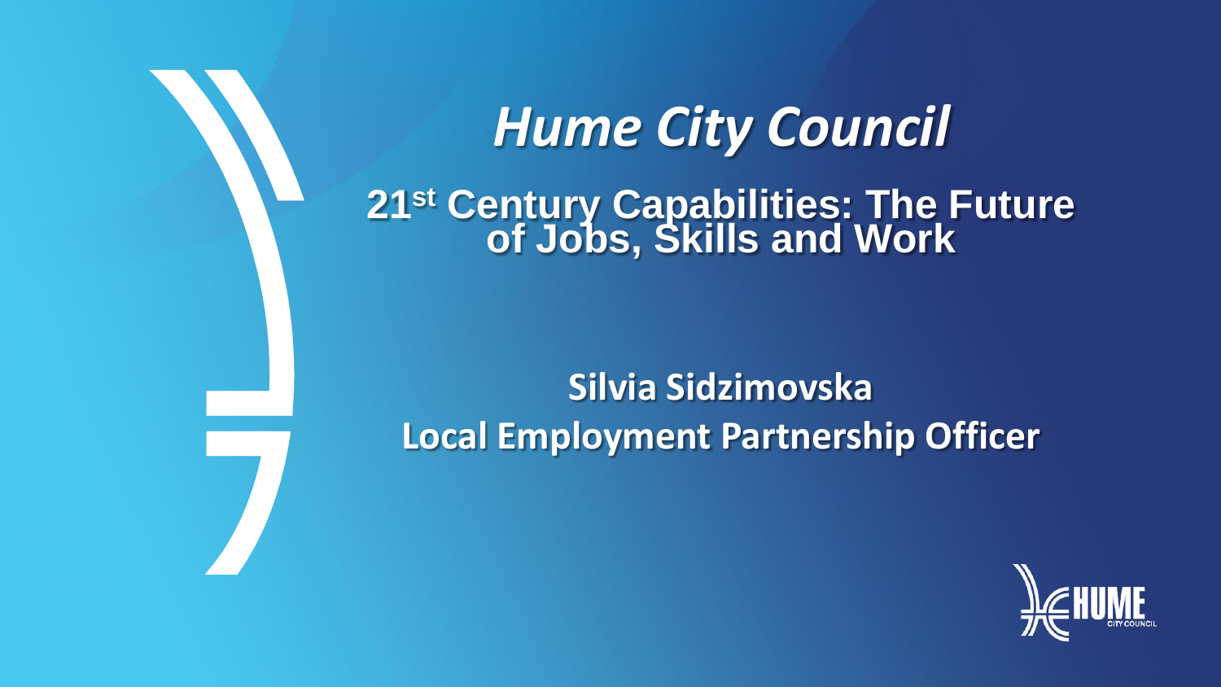# *Hume City Council*

## 21st Century Capabilities: The Future of Jobs, Skills and Work

**Silvia Sidzimovska**
**Local Employment Partnership Officer**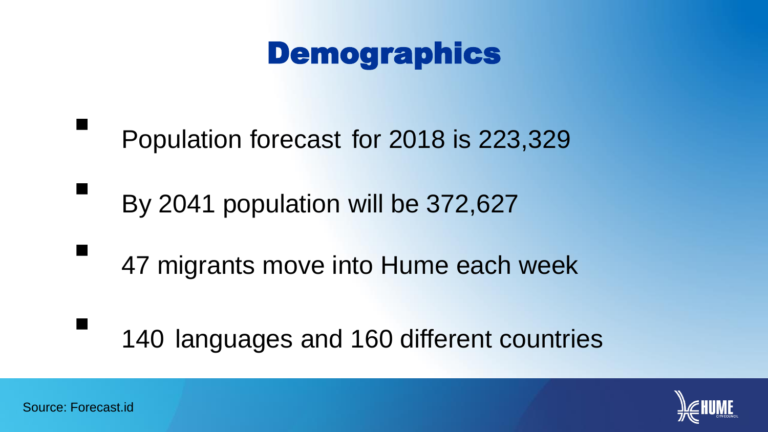# Demographics

- Population forecast for 2018 is 223,329
- By 2041 population will be 372,627
- 47 migrants move into Hume each week
- 140 languages and 160 different countries

Source: Forecast.id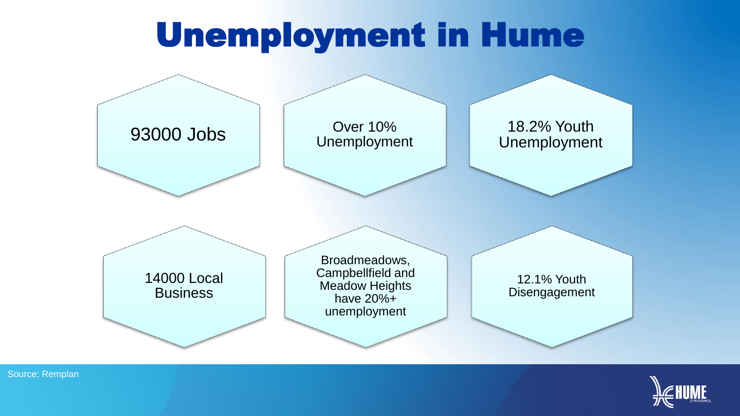# Unemployment in Hume

- 93000 Jobs
- Over 10% Unemployment
- 18.2% Youth Unemployment
- 14000 Local Business
- Broadmeadows, Campbellfield and Meadow Heights have 20%+ unemployment
- 12.1% Youth Disengagement

Source: Remplan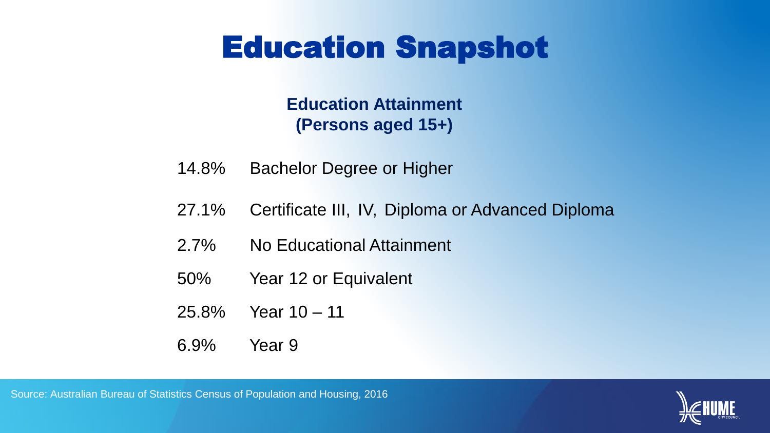# Education Snapshot

## Education Attainment (Persons aged 15+)

| | |
|---|---|
| 14.8% | Bachelor Degree or Higher |
| 27.1% | Certificate III, IV, Diploma or Advanced Diploma |
| 2.7% | No Educational Attainment |
| 50% | Year 12 or Equivalent |
| 25.8% | Year 10 – 11 |
| 6.9% | Year 9 |

Source: Australian Bureau of Statistics Census of Population and Housing, 2016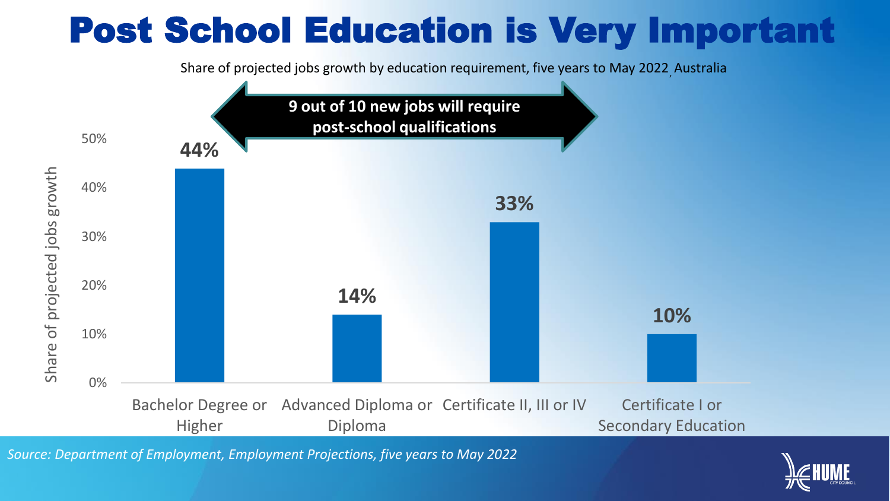# Post School Education is Very Important

Share of projected jobs growth by education requirement, five years to May 2022, Australia

**9 out of 10 new jobs will require post-school qualifications**

| Education requirement | Share of projected jobs growth |
| --- | --- |
| Bachelor Degree or Higher | 44% |
| Advanced Diploma or Diploma | 14% |
| Certificate II, III or IV | 33% |
| Certificate I or Secondary Education | 10% |

*Source: Department of Employment, Employment Projections, five years to May 2022*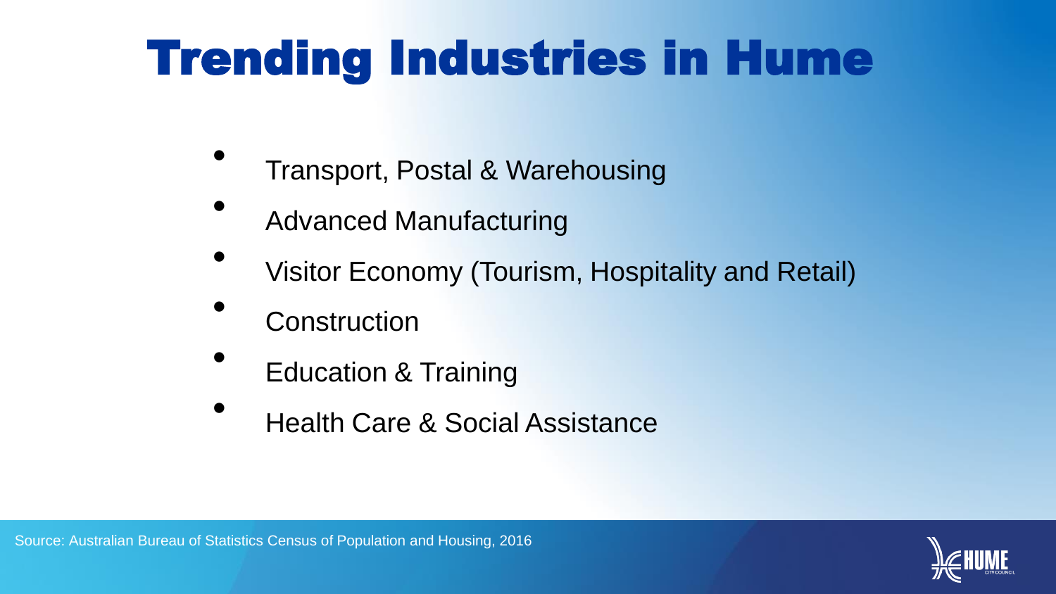# Trending Industries in Hume

- Transport, Postal & Warehousing
- Advanced Manufacturing
- Visitor Economy (Tourism, Hospitality and Retail)
- Construction
- Education & Training
- Health Care & Social Assistance

Source: Australian Bureau of Statistics Census of Population and Housing, 2016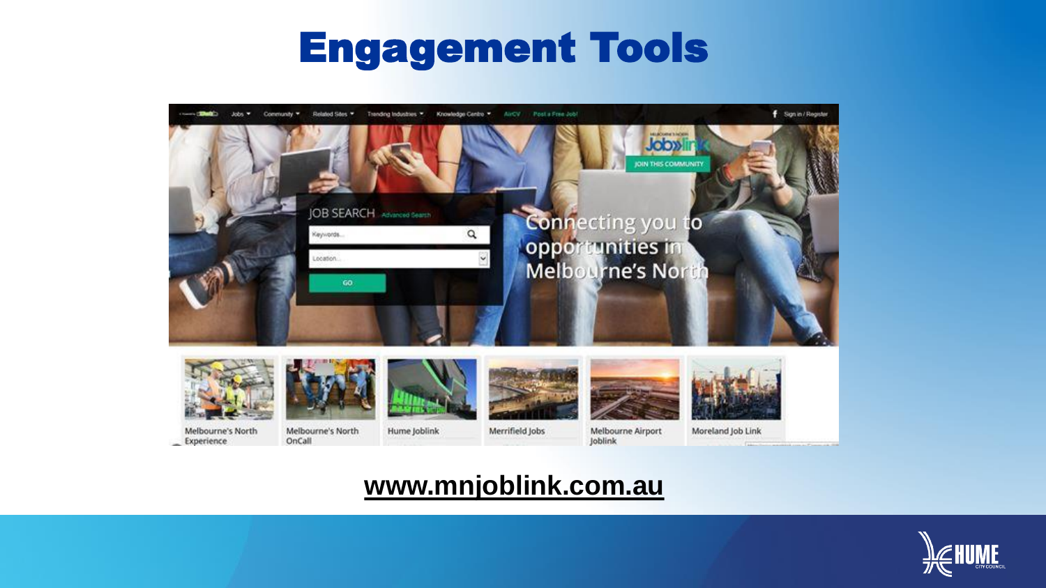# Engagement Tools

www.mnjoblink.com.au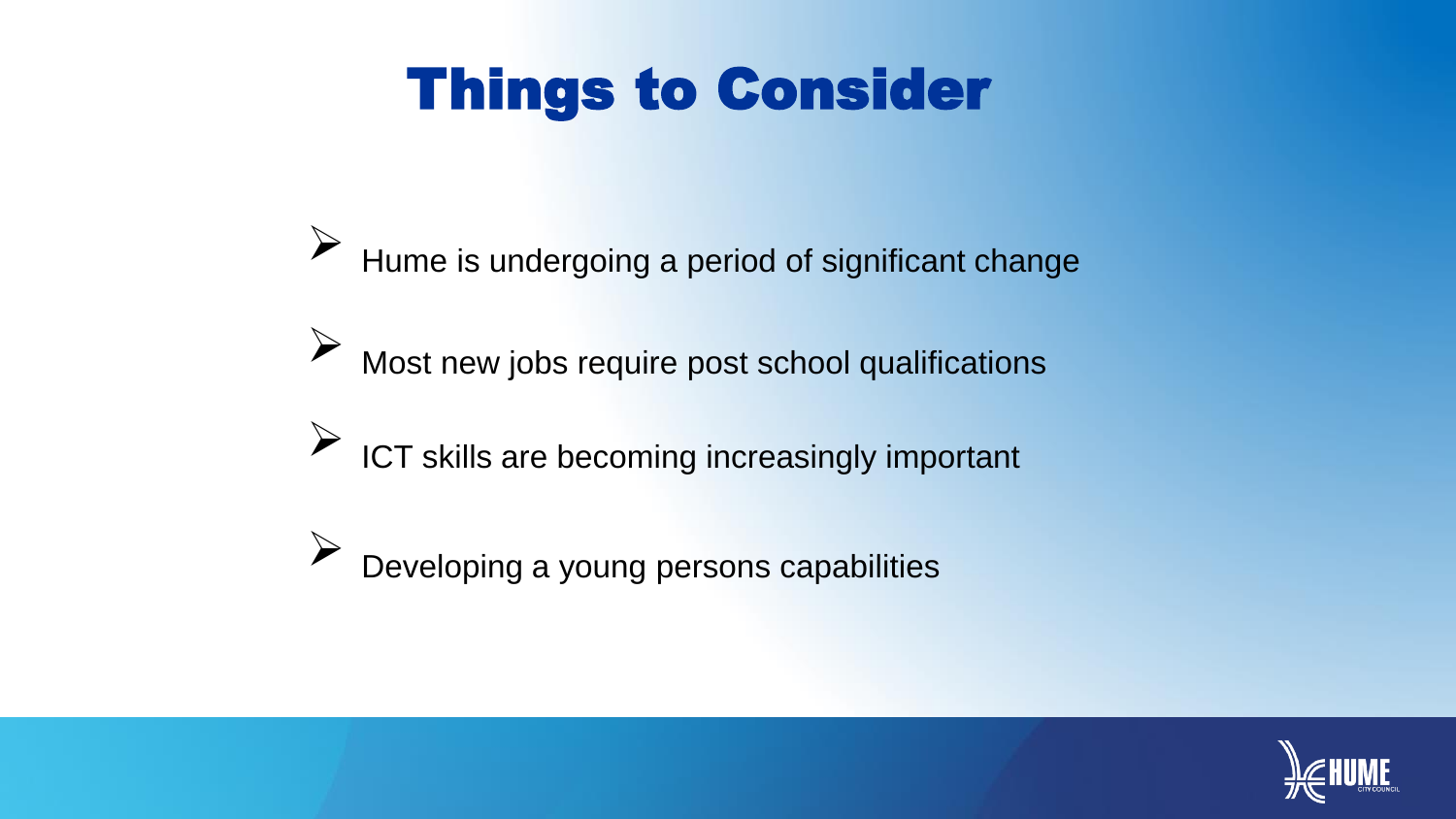# Things to Consider

- Hume is undergoing a period of significant change
- Most new jobs require post school qualifications
- ICT skills are becoming increasingly important
- Developing a young persons capabilities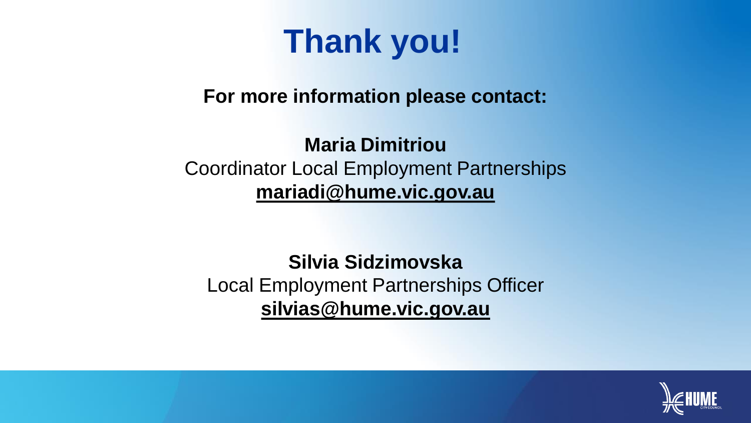# Thank you!

**For more information please contact:**

**Maria Dimitriou**
Coordinator Local Employment Partnerships
**mariadi@hume.vic.gov.au**

**Silvia Sidzimovska**
Local Employment Partnerships Officer
**silvias@hume.vic.gov.au**